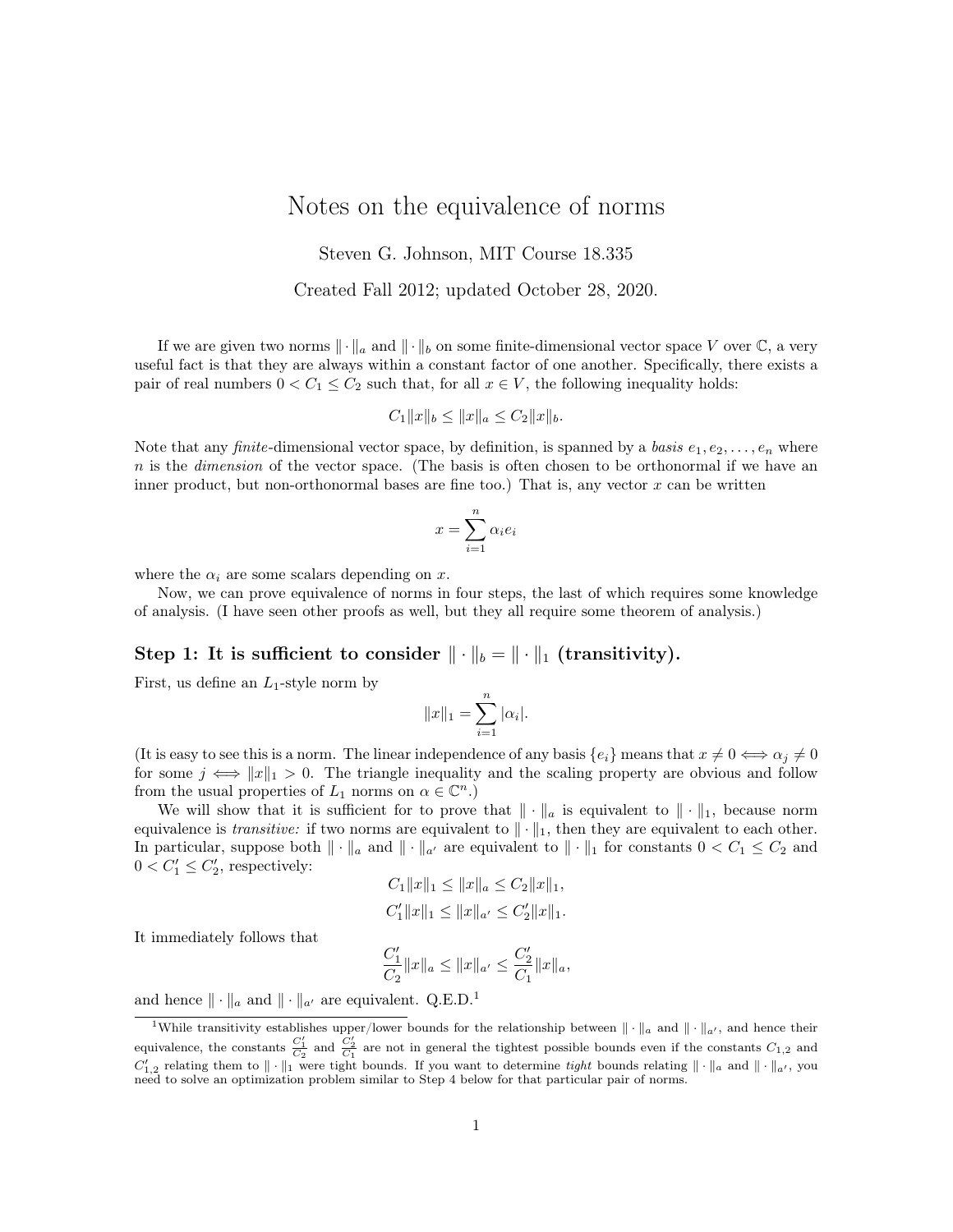# Notes on the equivalence of norms

Steven G. Johnson, MIT Course 18.335

Created Fall 2012; updated October 28, 2020.

If we are given two norms $\| \cdot \|_a$ and $\| \cdot \|_b$ on some finite-dimensional vector space $V$ over $\mathbb{C}$, a very useful fact is that they are always within a constant factor of one another. Specifically, there exists a pair of real numbers $0 < C_1 \leq C_2$ such that, for all $x \in V$, the following inequality holds:

$$C_1 \|x\|_b \leq \|x\|_a \leq C_2 \|x\|_b.$$

Note that any *finite*-dimensional vector space, by definition, is spanned by a *basis* $e_1, e_2, \ldots, e_n$ where $n$ is the *dimension* of the vector space. (The basis is often chosen to be orthonormal if we have an inner product, but non-orthonormal bases are fine too.) That is, any vector $x$ can be written

$$x = \sum_{i=1}^{n} \alpha_i e_i$$

where the $\alpha_i$ are some scalars depending on $x$.

Now, we can prove equivalence of norms in four steps, the last of which requires some knowledge of analysis. (I have seen other proofs as well, but they all require some theorem of analysis.)

## Step 1: It is sufficient to consider $\| \cdot \|_b = \| \cdot \|_1$ (transitivity).

First, us define an $L_1$-style norm by

$$\|x\|_1 = \sum_{i=1}^{n} |\alpha_i|.$$

(It is easy to see this is a norm. The linear independence of any basis $\{e_i\}$ means that $x \neq 0 \Longleftrightarrow \alpha_j \neq 0$ for some $j \Longleftrightarrow \|x\|_1 > 0$. The triangle inequality and the scaling property are obvious and follow from the usual properties of $L_1$ norms on $\alpha \in \mathbb{C}^n$.)

We will show that it is sufficient for to prove that $\| \cdot \|_a$ is equivalent to $\| \cdot \|_1$, because norm equivalence is *transitive:* if two norms are equivalent to $\| \cdot \|_1$, then they are equivalent to each other. In particular, suppose both $\| \cdot \|_a$ and $\| \cdot \|_{a'}$ are equivalent to $\| \cdot \|_1$ for constants $0 < C_1 \leq C_2$ and $0 < C_1' \leq C_2'$, respectively:

$$C_1 \|x\|_1 \leq \|x\|_a \leq C_2 \|x\|_1,$$

$$C_1' \|x\|_1 \leq \|x\|_{a'} \leq C_2' \|x\|_1.$$

It immediately follows that

$$\frac{C_1'}{C_2} \|x\|_a \leq \|x\|_{a'} \leq \frac{C_2'}{C_1} \|x\|_a,$$

and hence $\| \cdot \|_a$ and $\| \cdot \|_{a'}$ are equivalent. Q.E.D.[1]

[1] While transitivity establishes upper/lower bounds for the relationship between $\| \cdot \|_a$ and $\| \cdot \|_{a'}$, and hence their equivalence, the constants $\frac{C_1'}{C_2}$ and $\frac{C_2'}{C_1}$ are not in general the tightest possible bounds even if the constants $C_{1,2}$ and $C_{1,2}'$ relating them to $\| \cdot \|_1$ were tight bounds. If you want to determine *tight* bounds relating $\| \cdot \|_a$ and $\| \cdot \|_{a'}$, you need to solve an optimization problem similar to Step 4 below for that particular pair of norms.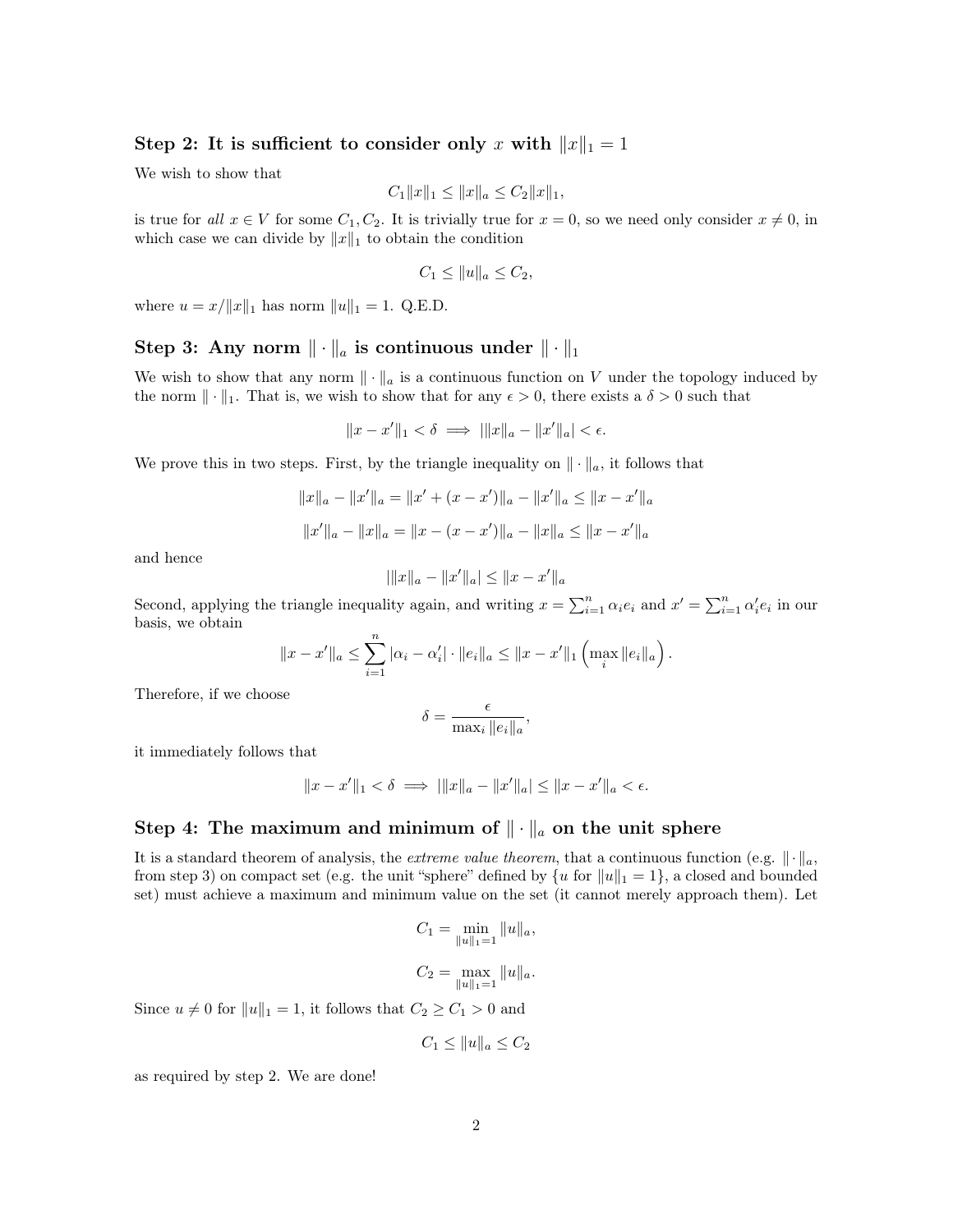### Step 2: It is sufficient to consider only $x$ with $\|x\|_1 = 1$

We wish to show that

$$C_1\|x\|_1 \leq \|x\|_a \leq C_2\|x\|_1,$$

is true for *all* $x \in V$ for some $C_1, C_2$. It is trivially true for $x = 0$, so we need only consider $x \neq 0$, in which case we can divide by $\|x\|_1$ to obtain the condition

$$C_1 \leq \|u\|_a \leq C_2,$$

where $u = x/\|x\|_1$ has norm $\|u\|_1 = 1$. Q.E.D.

### Step 3: Any norm $\|\cdot\|_a$ is continuous under $\|\cdot\|_1$

We wish to show that any norm $\|\cdot\|_a$ is a continuous function on $V$ under the topology induced by the norm $\|\cdot\|_1$. That is, we wish to show that for any $\epsilon > 0$, there exists a $\delta > 0$ such that

$$\|x - x'\|_1 < \delta \implies |\|x\|_a - \|x'\|_a| < \epsilon.$$

We prove this in two steps. First, by the triangle inequality on $\|\cdot\|_a$, it follows that

$$\|x\|_a - \|x'\|_a = \|x' + (x - x')\|_a - \|x'\|_a \leq \|x - x'\|_a$$

$$\|x'\|_a - \|x\|_a = \|x - (x - x')\|_a - \|x\|_a \leq \|x - x'\|_a$$

and hence

$$|\|x\|_a - \|x'\|_a| \leq \|x - x'\|_a$$

Second, applying the triangle inequality again, and writing $x = \sum_{i=1}^{n} \alpha_i e_i$ and $x' = \sum_{i=1}^{n} \alpha_i' e_i$ in our basis, we obtain

$$\|x - x'\|_a \leq \sum_{i=1}^{n} |\alpha_i - \alpha_i'| \cdot \|e_i\|_a \leq \|x - x'\|_1 \left(\max_i \|e_i\|_a\right).$$

Therefore, if we choose

$$\delta = \frac{\epsilon}{\max_i \|e_i\|_a},$$

it immediately follows that

$$\|x - x'\|_1 < \delta \implies |\|x\|_a - \|x'\|_a| \leq \|x - x'\|_a < \epsilon.$$

### Step 4: The maximum and minimum of $\|\cdot\|_a$ on the unit sphere

It is a standard theorem of analysis, the *extreme value theorem*, that a continuous function (e.g. $\|\cdot\|_a$, from step 3) on compact set (e.g. the unit "sphere" defined by $\{u \text{ for } \|u\|_1 = 1\}$, a closed and bounded set) must achieve a maximum and minimum value on the set (it cannot merely approach them). Let

$$C_1 = \min_{\|u\|_1 = 1} \|u\|_a,$$

$$C_2 = \max_{\|u\|_1 = 1} \|u\|_a.$$

Since $u \neq 0$ for $\|u\|_1 = 1$, it follows that $C_2 \geq C_1 > 0$ and

$$C_1 \leq \|u\|_a \leq C_2$$

as required by step 2. We are done!